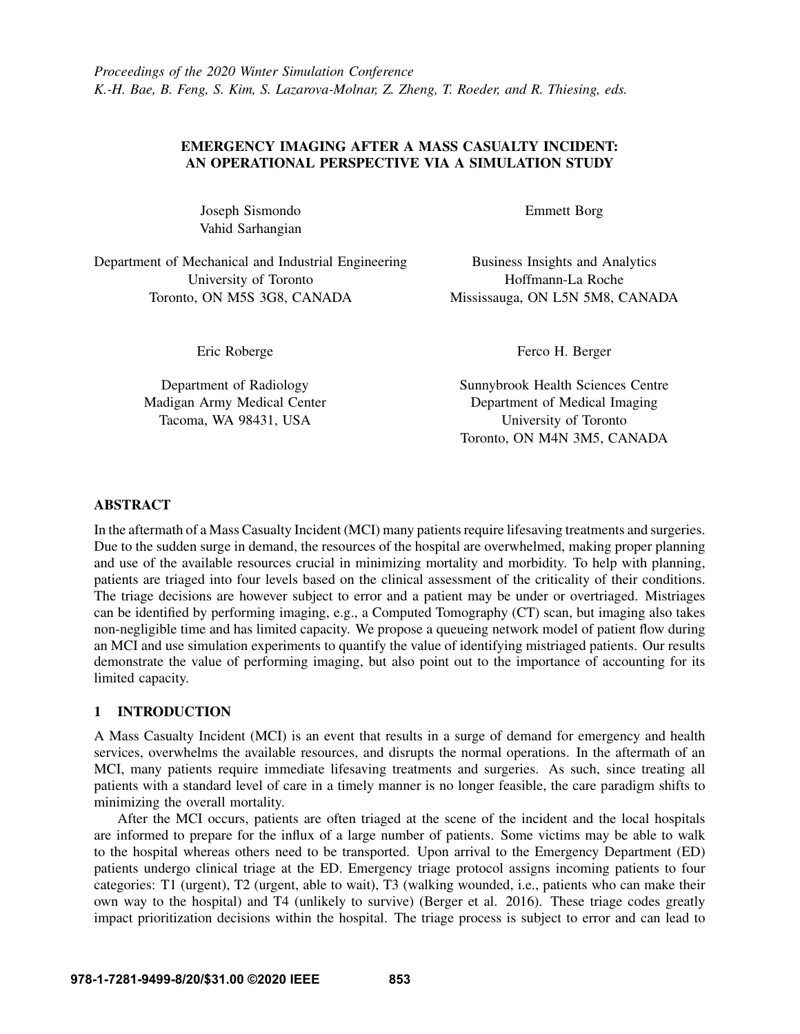*Proceedings of the 2020 Winter Simulation Conference*
*K.-H. Bae, B. Feng, S. Kim, S. Lazarova-Molnar, Z. Zheng, T. Roeder, and R. Thiesing, eds.*

# EMERGENCY IMAGING AFTER A MASS CASUALTY INCIDENT: AN OPERATIONAL PERSPECTIVE VIA A SIMULATION STUDY

Joseph Sismondo
Vahid Sarhangian

Department of Mechanical and Industrial Engineering
University of Toronto
Toronto, ON M5S 3G8, CANADA

Emmett Borg

Business Insights and Analytics
Hoffmann-La Roche
Mississauga, ON L5N 5M8, CANADA

Eric Roberge

Department of Radiology
Madigan Army Medical Center
Tacoma, WA 98431, USA

Ferco H. Berger

Sunnybrook Health Sciences Centre
Department of Medical Imaging
University of Toronto
Toronto, ON M4N 3M5, CANADA

## ABSTRACT

In the aftermath of a Mass Casualty Incident (MCI) many patients require lifesaving treatments and surgeries. Due to the sudden surge in demand, the resources of the hospital are overwhelmed, making proper planning and use of the available resources crucial in minimizing mortality and morbidity. To help with planning, patients are triaged into four levels based on the clinical assessment of the criticality of their conditions. The triage decisions are however subject to error and a patient may be under or overtriaged. Mistriages can be identified by performing imaging, e.g., a Computed Tomography (CT) scan, but imaging also takes non-negligible time and has limited capacity. We propose a queueing network model of patient flow during an MCI and use simulation experiments to quantify the value of identifying mistriaged patients. Our results demonstrate the value of performing imaging, but also point out to the importance of accounting for its limited capacity.

## 1 INTRODUCTION

A Mass Casualty Incident (MCI) is an event that results in a surge of demand for emergency and health services, overwhelms the available resources, and disrupts the normal operations. In the aftermath of an MCI, many patients require immediate lifesaving treatments and surgeries. As such, since treating all patients with a standard level of care in a timely manner is no longer feasible, the care paradigm shifts to minimizing the overall mortality.

After the MCI occurs, patients are often triaged at the scene of the incident and the local hospitals are informed to prepare for the influx of a large number of patients. Some victims may be able to walk to the hospital whereas others need to be transported. Upon arrival to the Emergency Department (ED) patients undergo clinical triage at the ED. Emergency triage protocol assigns incoming patients to four categories: T1 (urgent), T2 (urgent, able to wait), T3 (walking wounded, i.e., patients who can make their own way to the hospital) and T4 (unlikely to survive) (Berger et al. 2016). These triage codes greatly impact prioritization decisions within the hospital. The triage process is subject to error and can lead to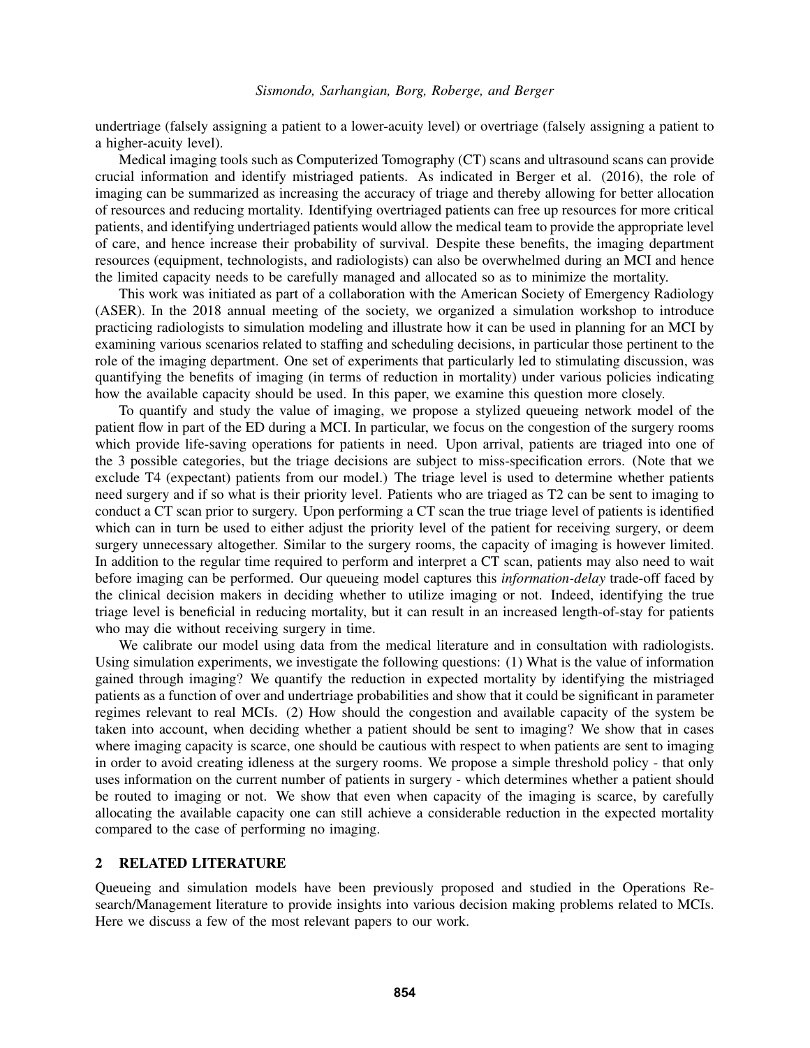undertriage (falsely assigning a patient to a lower-acuity level) or overtriage (falsely assigning a patient to a higher-acuity level).

Medical imaging tools such as Computerized Tomography (CT) scans and ultrasound scans can provide crucial information and identify mistriaged patients. As indicated in Berger et al. (2016), the role of imaging can be summarized as increasing the accuracy of triage and thereby allowing for better allocation of resources and reducing mortality. Identifying overtriaged patients can free up resources for more critical patients, and identifying undertriaged patients would allow the medical team to provide the appropriate level of care, and hence increase their probability of survival. Despite these benefits, the imaging department resources (equipment, technologists, and radiologists) can also be overwhelmed during an MCI and hence the limited capacity needs to be carefully managed and allocated so as to minimize the mortality.

This work was initiated as part of a collaboration with the American Society of Emergency Radiology (ASER). In the 2018 annual meeting of the society, we organized a simulation workshop to introduce practicing radiologists to simulation modeling and illustrate how it can be used in planning for an MCI by examining various scenarios related to staffing and scheduling decisions, in particular those pertinent to the role of the imaging department. One set of experiments that particularly led to stimulating discussion, was quantifying the benefits of imaging (in terms of reduction in mortality) under various policies indicating how the available capacity should be used. In this paper, we examine this question more closely.

To quantify and study the value of imaging, we propose a stylized queueing network model of the patient flow in part of the ED during a MCI. In particular, we focus on the congestion of the surgery rooms which provide life-saving operations for patients in need. Upon arrival, patients are triaged into one of the 3 possible categories, but the triage decisions are subject to miss-specification errors. (Note that we exclude T4 (expectant) patients from our model.) The triage level is used to determine whether patients need surgery and if so what is their priority level. Patients who are triaged as T2 can be sent to imaging to conduct a CT scan prior to surgery. Upon performing a CT scan the true triage level of patients is identified which can in turn be used to either adjust the priority level of the patient for receiving surgery, or deem surgery unnecessary altogether. Similar to the surgery rooms, the capacity of imaging is however limited. In addition to the regular time required to perform and interpret a CT scan, patients may also need to wait before imaging can be performed. Our queueing model captures this *information-delay* trade-off faced by the clinical decision makers in deciding whether to utilize imaging or not. Indeed, identifying the true triage level is beneficial in reducing mortality, but it can result in an increased length-of-stay for patients who may die without receiving surgery in time.

We calibrate our model using data from the medical literature and in consultation with radiologists. Using simulation experiments, we investigate the following questions: (1) What is the value of information gained through imaging? We quantify the reduction in expected mortality by identifying the mistriaged patients as a function of over and undertriage probabilities and show that it could be significant in parameter regimes relevant to real MCIs. (2) How should the congestion and available capacity of the system be taken into account, when deciding whether a patient should be sent to imaging? We show that in cases where imaging capacity is scarce, one should be cautious with respect to when patients are sent to imaging in order to avoid creating idleness at the surgery rooms. We propose a simple threshold policy - that only uses information on the current number of patients in surgery - which determines whether a patient should be routed to imaging or not. We show that even when capacity of the imaging is scarce, by carefully allocating the available capacity one can still achieve a considerable reduction in the expected mortality compared to the case of performing no imaging.

## 2 RELATED LITERATURE

Queueing and simulation models have been previously proposed and studied in the Operations Research/Management literature to provide insights into various decision making problems related to MCIs. Here we discuss a few of the most relevant papers to our work.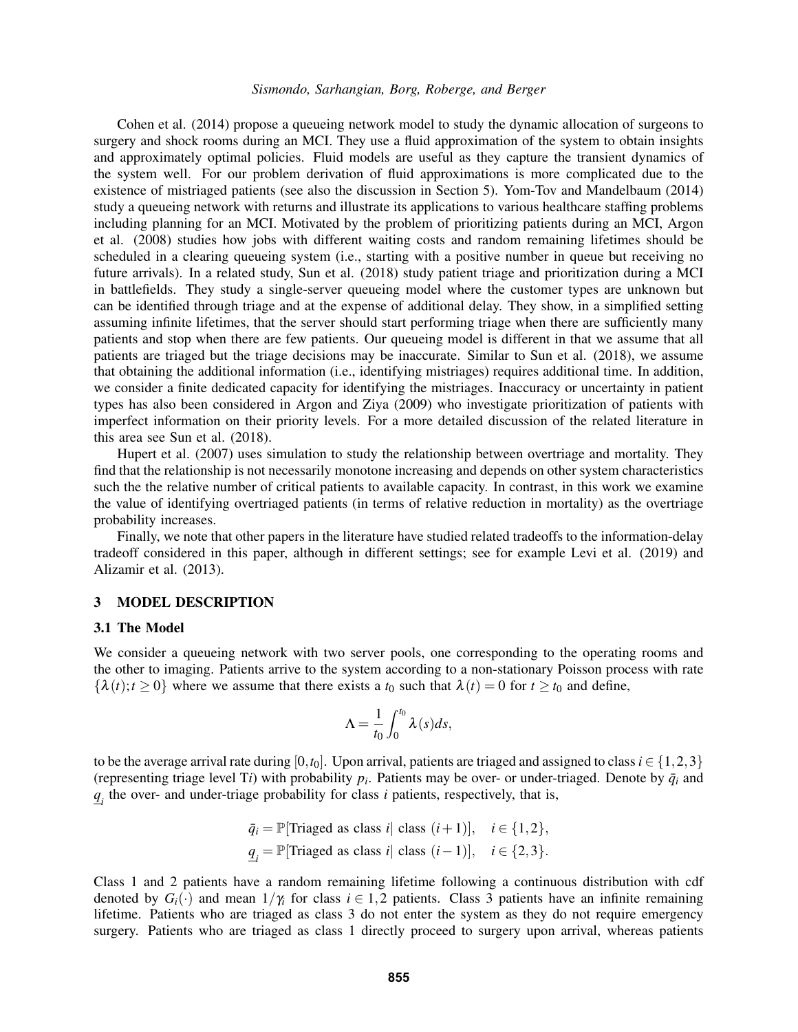Cohen et al. (2014) propose a queueing network model to study the dynamic allocation of surgeons to surgery and shock rooms during an MCI. They use a fluid approximation of the system to obtain insights and approximately optimal policies. Fluid models are useful as they capture the transient dynamics of the system well. For our problem derivation of fluid approximations is more complicated due to the existence of mistriaged patients (see also the discussion in Section 5). Yom-Tov and Mandelbaum (2014) study a queueing network with returns and illustrate its applications to various healthcare staffing problems including planning for an MCI. Motivated by the problem of prioritizing patients during an MCI, Argon et al. (2008) studies how jobs with different waiting costs and random remaining lifetimes should be scheduled in a clearing queueing system (i.e., starting with a positive number in queue but receiving no future arrivals). In a related study, Sun et al. (2018) study patient triage and prioritization during a MCI in battlefields. They study a single-server queueing model where the customer types are unknown but can be identified through triage and at the expense of additional delay. They show, in a simplified setting assuming infinite lifetimes, that the server should start performing triage when there are sufficiently many patients and stop when there are few patients. Our queueing model is different in that we assume that all patients are triaged but the triage decisions may be inaccurate. Similar to Sun et al. (2018), we assume that obtaining the additional information (i.e., identifying mistriages) requires additional time. In addition, we consider a finite dedicated capacity for identifying the mistriages. Inaccuracy or uncertainty in patient types has also been considered in Argon and Ziya (2009) who investigate prioritization of patients with imperfect information on their priority levels. For a more detailed discussion of the related literature in this area see Sun et al. (2018).

Hupert et al. (2007) uses simulation to study the relationship between overtriage and mortality. They find that the relationship is not necessarily monotone increasing and depends on other system characteristics such the the relative number of critical patients to available capacity. In contrast, in this work we examine the value of identifying overtriaged patients (in terms of relative reduction in mortality) as the overtriage probability increases.

Finally, we note that other papers in the literature have studied related tradeoffs to the information-delay tradeoff considered in this paper, although in different settings; see for example Levi et al. (2019) and Alizamir et al. (2013).

## 3 MODEL DESCRIPTION

### 3.1 The Model

We consider a queueing network with two server pools, one corresponding to the operating rooms and the other to imaging. Patients arrive to the system according to a non-stationary Poisson process with rate $\{\lambda(t); t \geq 0\}$ where we assume that there exists a $t_0$ such that $\lambda(t) = 0$ for $t \geq t_0$ and define,

$$\Lambda = \frac{1}{t_0} \int_0^{t_0} \lambda(s) ds,$$

to be the average arrival rate during $[0, t_0]$. Upon arrival, patients are triaged and assigned to class $i \in \{1, 2, 3\}$ (representing triage level T$i$) with probability $p_i$. Patients may be over- or under-triaged. Denote by $\bar{q}_i$ and $\underline{q}_i$ the over- and under-triage probability for class $i$ patients, respectively, that is,

$$\bar{q}_i = \mathbb{P}[\text{Triaged as class } i | \text{ class } (i+1)], \quad i \in \{1, 2\},$$
$$\underline{q}_i = \mathbb{P}[\text{Triaged as class } i | \text{ class } (i-1)], \quad i \in \{2, 3\}.$$

Class 1 and 2 patients have a random remaining lifetime following a continuous distribution with cdf denoted by $G_i(\cdot)$ and mean $1/\gamma_i$ for class $i \in 1, 2$ patients. Class 3 patients have an infinite remaining lifetime. Patients who are triaged as class 3 do not enter the system as they do not require emergency surgery. Patients who are triaged as class 1 directly proceed to surgery upon arrival, whereas patients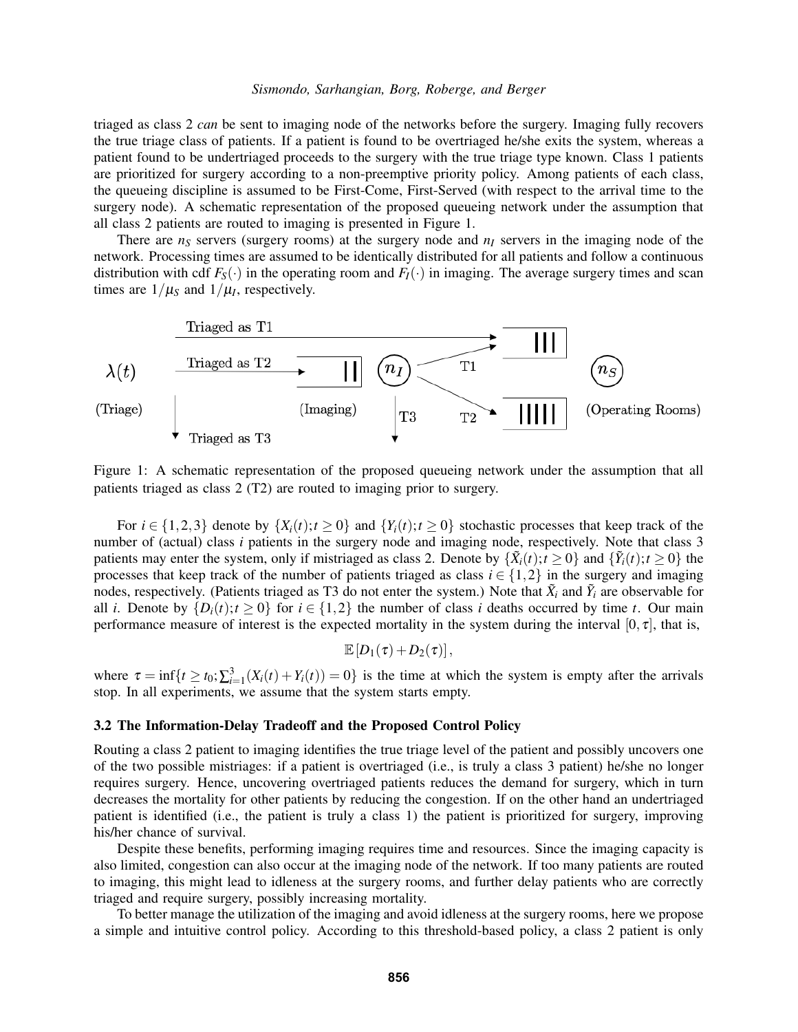triaged as class 2 *can* be sent to imaging node of the networks before the surgery. Imaging fully recovers the true triage class of patients. If a patient is found to be overtriaged he/she exits the system, whereas a patient found to be undertriaged proceeds to the surgery with the true triage type known. Class 1 patients are prioritized for surgery according to a non-preemptive priority policy. Among patients of each class, the queueing discipline is assumed to be First-Come, First-Served (with respect to the arrival time to the surgery node). A schematic representation of the proposed queueing network under the assumption that all class 2 patients are routed to imaging is presented in Figure 1.

There are $n_S$ servers (surgery rooms) at the surgery node and $n_I$ servers in the imaging node of the network. Processing times are assumed to be identically distributed for all patients and follow a continuous distribution with cdf $F_S(\cdot)$ in the operating room and $F_I(\cdot)$ in imaging. The average surgery times and scan times are $1/\mu_S$ and $1/\mu_I$, respectively.

Figure 1: A schematic representation of the proposed queueing network under the assumption that all patients triaged as class 2 (T2) are routed to imaging prior to surgery.

For $i \in \{1,2,3\}$ denote by $\{X_i(t); t \geq 0\}$ and $\{Y_i(t); t \geq 0\}$ stochastic processes that keep track of the number of (actual) class $i$ patients in the surgery node and imaging node, respectively. Note that class 3 patients may enter the system, only if mistriaged as class 2. Denote by $\{\tilde{X}_i(t); t \geq 0\}$ and $\{\tilde{Y}_i(t); t \geq 0\}$ the processes that keep track of the number of patients triaged as class $i \in \{1,2\}$ in the surgery and imaging nodes, respectively. (Patients triaged as T3 do not enter the system.) Note that $\tilde{X}_i$ and $\tilde{Y}_i$ are observable for all $i$. Denote by $\{D_i(t); t \geq 0\}$ for $i \in \{1,2\}$ the number of class $i$ deaths occurred by time $t$. Our main performance measure of interest is the expected mortality in the system during the interval $[0, \tau]$, that is,

$$\mathbb{E}\left[D_1(\tau) + D_2(\tau)\right],$$

where $\tau = \inf\{t \geq t_0; \sum_{i=1}^{3}(X_i(t) + Y_i(t)) = 0\}$ is the time at which the system is empty after the arrivals stop. In all experiments, we assume that the system starts empty.

### 3.2 The Information-Delay Tradeoff and the Proposed Control Policy

Routing a class 2 patient to imaging identifies the true triage level of the patient and possibly uncovers one of the two possible mistriages: if a patient is overtriaged (i.e., is truly a class 3 patient) he/she no longer requires surgery. Hence, uncovering overtriaged patients reduces the demand for surgery, which in turn decreases the mortality for other patients by reducing the congestion. If on the other hand an undertriaged patient is identified (i.e., the patient is truly a class 1) the patient is prioritized for surgery, improving his/her chance of survival.

Despite these benefits, performing imaging requires time and resources. Since the imaging capacity is also limited, congestion can also occur at the imaging node of the network. If too many patients are routed to imaging, this might lead to idleness at the surgery rooms, and further delay patients who are correctly triaged and require surgery, possibly increasing mortality.

To better manage the utilization of the imaging and avoid idleness at the surgery rooms, here we propose a simple and intuitive control policy. According to this threshold-based policy, a class 2 patient is only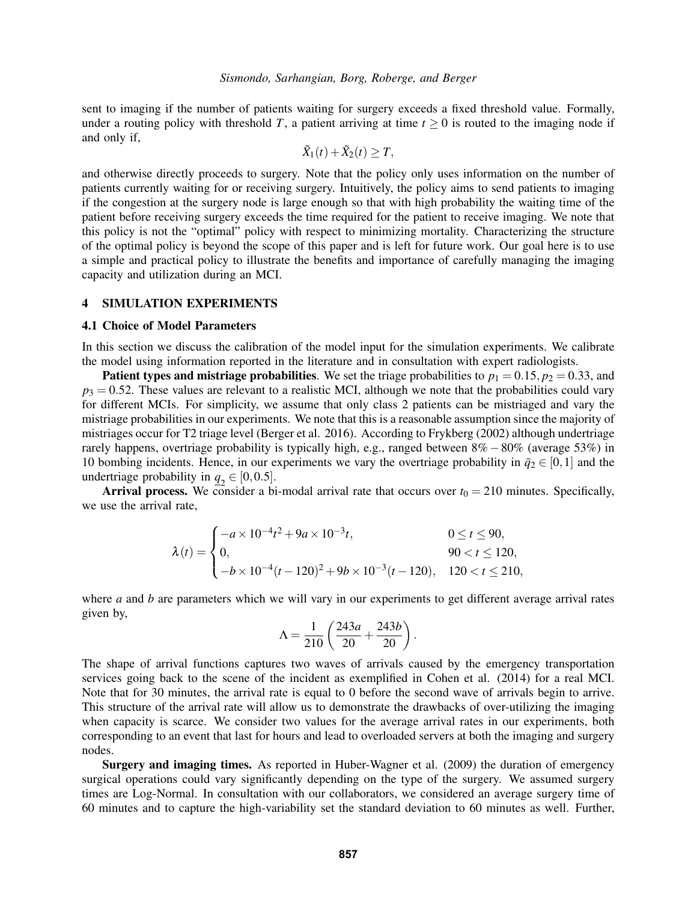sent to imaging if the number of patients waiting for surgery exceeds a fixed threshold value. Formally, under a routing policy with threshold $T$, a patient arriving at time $t \geq 0$ is routed to the imaging node if and only if,

$$\tilde{X}_1(t) + \tilde{X}_2(t) \geq T,$$

and otherwise directly proceeds to surgery. Note that the policy only uses information on the number of patients currently waiting for or receiving surgery. Intuitively, the policy aims to send patients to imaging if the congestion at the surgery node is large enough so that with high probability the waiting time of the patient before receiving surgery exceeds the time required for the patient to receive imaging. We note that this policy is not the "optimal" policy with respect to minimizing mortality. Characterizing the structure of the optimal policy is beyond the scope of this paper and is left for future work. Our goal here is to use a simple and practical policy to illustrate the benefits and importance of carefully managing the imaging capacity and utilization during an MCI.

## 4 SIMULATION EXPERIMENTS

### 4.1 Choice of Model Parameters

In this section we discuss the calibration of the model input for the simulation experiments. We calibrate the model using information reported in the literature and in consultation with expert radiologists.

**Patient types and mistriage probabilities**. We set the triage probabilities to $p_1 = 0.15, p_2 = 0.33$, and $p_3 = 0.52$. These values are relevant to a realistic MCI, although we note that the probabilities could vary for different MCIs. For simplicity, we assume that only class 2 patients can be mistriaged and vary the mistriage probabilities in our experiments. We note that this is a reasonable assumption since the majority of mistriages occur for T2 triage level (Berger et al. 2016). According to Frykberg (2002) although undertriage rarely happens, overtriage probability is typically high, e.g., ranged between $8\% - 80\%$ (average 53%) in 10 bombing incidents. Hence, in our experiments we vary the overtriage probability in $\bar{q}_2 \in [0,1]$ and the undertriage probability in $\underline{q}_2 \in [0, 0.5]$.

**Arrival process.** We consider a bi-modal arrival rate that occurs over $t_0 = 210$ minutes. Specifically, we use the arrival rate,

$$\lambda(t) = \begin{cases} -a \times 10^{-4} t^2 + 9a \times 10^{-3} t, & 0 \leq t \leq 90, \\ 0, & 90 < t \leq 120, \\ -b \times 10^{-4} (t-120)^2 + 9b \times 10^{-3}(t-120), & 120 < t \leq 210, \end{cases}$$

where $a$ and $b$ are parameters which we will vary in our experiments to get different average arrival rates given by,

$$\Lambda = \frac{1}{210} \left( \frac{243a}{20} + \frac{243b}{20} \right).$$

The shape of arrival functions captures two waves of arrivals caused by the emergency transportation services going back to the scene of the incident as exemplified in Cohen et al. (2014) for a real MCI. Note that for 30 minutes, the arrival rate is equal to 0 before the second wave of arrivals begin to arrive. This structure of the arrival rate will allow us to demonstrate the drawbacks of over-utilizing the imaging when capacity is scarce. We consider two values for the average arrival rates in our experiments, both corresponding to an event that last for hours and lead to overloaded servers at both the imaging and surgery nodes.

**Surgery and imaging times.** As reported in Huber-Wagner et al. (2009) the duration of emergency surgical operations could vary significantly depending on the type of the surgery. We assumed surgery times are Log-Normal. In consultation with our collaborators, we considered an average surgery time of 60 minutes and to capture the high-variability set the standard deviation to 60 minutes as well. Further,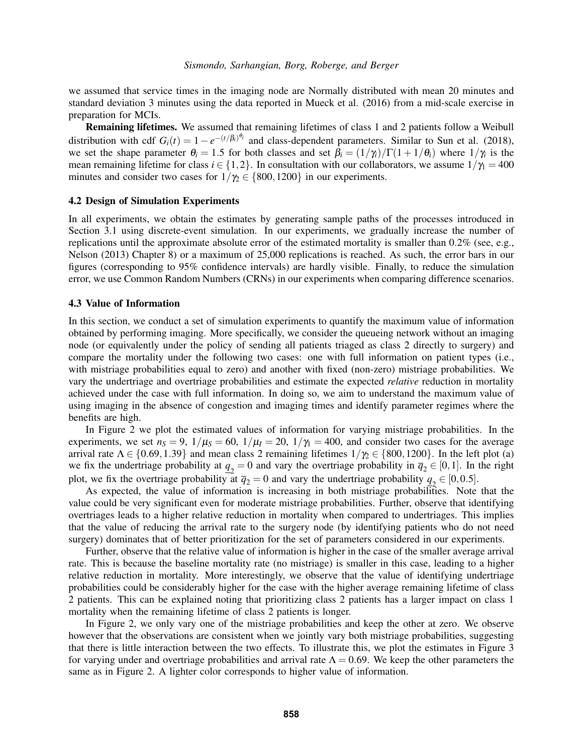we assumed that service times in the imaging node are Normally distributed with mean 20 minutes and standard deviation 3 minutes using the data reported in Mueck et al. (2016) from a mid-scale exercise in preparation for MCIs.

**Remaining lifetimes.** We assumed that remaining lifetimes of class 1 and 2 patients follow a Weibull distribution with cdf $G_i(t) = 1 - e^{-(t/\beta_i)^{\theta_i}}$ and class-dependent parameters. Similar to Sun et al. (2018), we set the shape parameter $\theta_i = 1.5$ for both classes and set $\beta_i = (1/\gamma_i)/\Gamma(1+1/\theta_i)$ where $1/\gamma_i$ is the mean remaining lifetime for class $i \in \{1,2\}$. In consultation with our collaborators, we assume $1/\gamma_1 = 400$ minutes and consider two cases for $1/\gamma_2 \in \{800, 1200\}$ in our experiments.

### 4.2 Design of Simulation Experiments

In all experiments, we obtain the estimates by generating sample paths of the processes introduced in Section 3.1 using discrete-event simulation. In our experiments, we gradually increase the number of replications until the approximate absolute error of the estimated mortality is smaller than 0.2% (see, e.g., Nelson (2013) Chapter 8) or a maximum of 25,000 replications is reached. As such, the error bars in our figures (corresponding to 95% confidence intervals) are hardly visible. Finally, to reduce the simulation error, we use Common Random Numbers (CRNs) in our experiments when comparing difference scenarios.

### 4.3 Value of Information

In this section, we conduct a set of simulation experiments to quantify the maximum value of information obtained by performing imaging. More specifically, we consider the queueing network without an imaging node (or equivalently under the policy of sending all patients triaged as class 2 directly to surgery) and compare the mortality under the following two cases: one with full information on patient types (i.e., with mistriage probabilities equal to zero) and another with fixed (non-zero) mistriage probabilities. We vary the undertriage and overtriage probabilities and estimate the expected *relative* reduction in mortality achieved under the case with full information. In doing so, we aim to understand the maximum value of using imaging in the absence of congestion and imaging times and identify parameter regimes where the benefits are high.

In Figure 2 we plot the estimated values of information for varying mistriage probabilities. In the experiments, we set $n_S = 9$, $1/\mu_S = 60$, $1/\mu_I = 20$, $1/\gamma_1 = 400$, and consider two cases for the average arrival rate $\Lambda \in \{0.69, 1.39\}$ and mean class 2 remaining lifetimes $1/\gamma_2 \in \{800, 1200\}$. In the left plot (a) we fix the undertriage probability at $\underline{q}_2 = 0$ and vary the overtriage probability in $\overline{q}_2 \in [0,1]$. In the right plot, we fix the overtriage probability at $\overline{q}_2 = 0$ and vary the undertriage probability $\underline{q}_2 \in [0, 0.5]$.

As expected, the value of information is increasing in both mistriage probabilities. Note that the value could be very significant even for moderate mistriage probabilities. Further, observe that identifying overtriages leads to a higher relative reduction in mortality when compared to undertriages. This implies that the value of reducing the arrival rate to the surgery node (by identifying patients who do not need surgery) dominates that of better prioritization for the set of parameters considered in our experiments.

Further, observe that the relative value of information is higher in the case of the smaller average arrival rate. This is because the baseline mortality rate (no mistriage) is smaller in this case, leading to a higher relative reduction in mortality. More interestingly, we observe that the value of identifying undertriage probabilities could be considerably higher for the case with the higher average remaining lifetime of class 2 patients. This can be explained noting that prioritizing class 2 patients has a larger impact on class 1 mortality when the remaining lifetime of class 2 patients is longer.

In Figure 2, we only vary one of the mistriage probabilities and keep the other at zero. We observe however that the observations are consistent when we jointly vary both mistriage probabilities, suggesting that there is little interaction between the two effects. To illustrate this, we plot the estimates in Figure 3 for varying under and overtriage probabilities and arrival rate $\Lambda = 0.69$. We keep the other parameters the same as in Figure 2. A lighter color corresponds to higher value of information.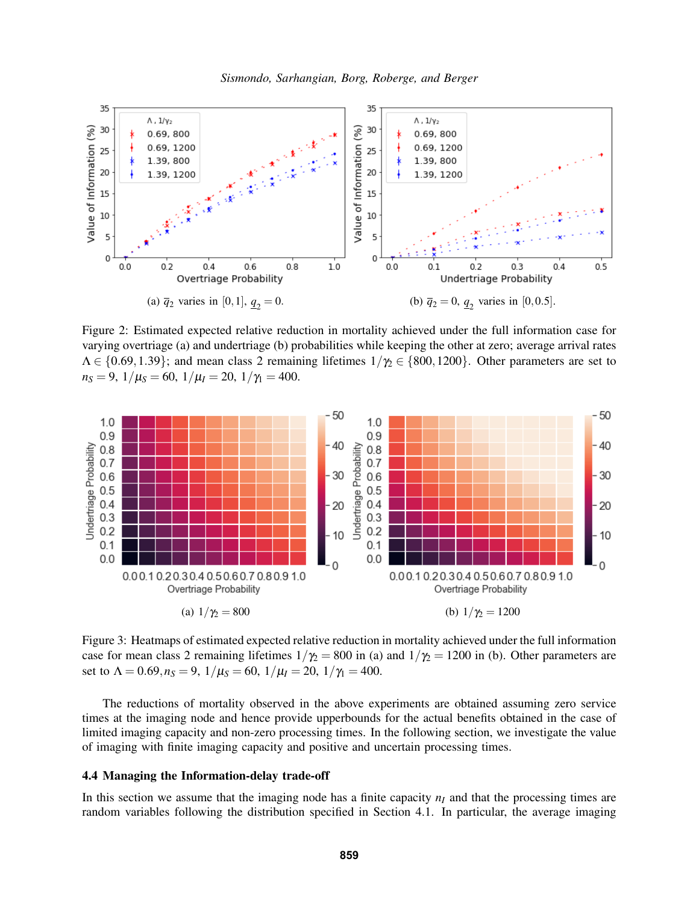(a) $\bar{q}_2$ varies in $[0,1]$, $\underline{q}_2 = 0$.

(b) $\bar{q}_2 = 0$, $\underline{q}_2$ varies in $[0, 0.5]$.

Figure 2: Estimated expected relative reduction in mortality achieved under the full information case for varying overtriage (a) and undertriage (b) probabilities while keeping the other at zero; average arrival rates $\Lambda \in \{0.69, 1.39\}$; and mean class 2 remaining lifetimes $1/\gamma_2 \in \{800, 1200\}$. Other parameters are set to $n_S = 9$, $1/\mu_S = 60$, $1/\mu_I = 20$, $1/\gamma_1 = 400$.

(a) $1/\gamma_2 = 800$

(b) $1/\gamma_2 = 1200$

Figure 3: Heatmaps of estimated expected relative reduction in mortality achieved under the full information case for mean class 2 remaining lifetimes $1/\gamma_2 = 800$ in (a) and $1/\gamma_2 = 1200$ in (b). Other parameters are set to $\Lambda = 0.69, n_S = 9$, $1/\mu_S = 60$, $1/\mu_I = 20$, $1/\gamma_1 = 400$.

The reductions of mortality observed in the above experiments are obtained assuming zero service times at the imaging node and hence provide upperbounds for the actual benefits obtained in the case of limited imaging capacity and non-zero processing times. In the following section, we investigate the value of imaging with finite imaging capacity and positive and uncertain processing times.

### 4.4 Managing the Information-delay trade-off

In this section we assume that the imaging node has a finite capacity $n_I$ and that the processing times are random variables following the distribution specified in Section 4.1. In particular, the average imaging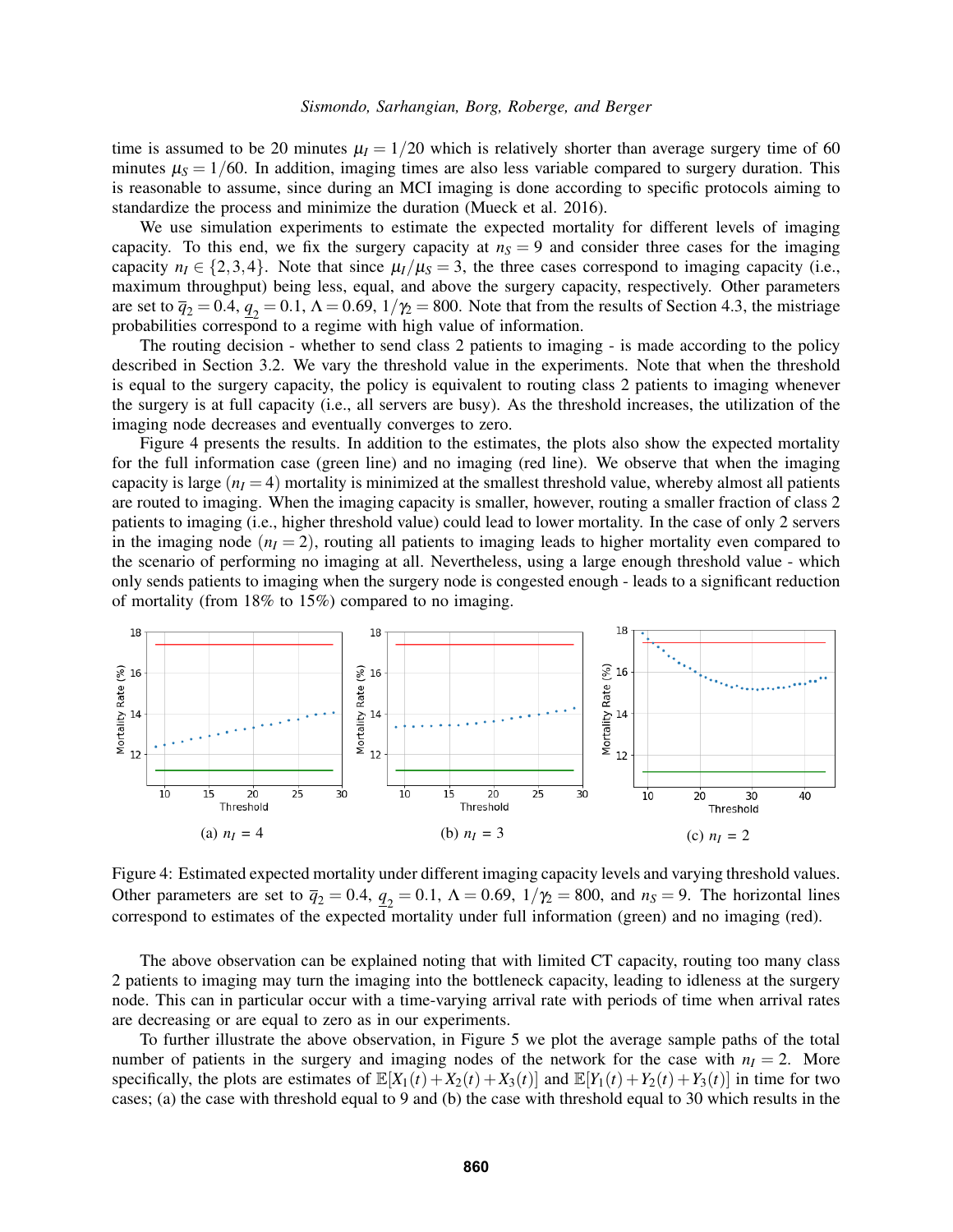time is assumed to be 20 minutes $\mu_I = 1/20$ which is relatively shorter than average surgery time of 60 minutes $\mu_S = 1/60$. In addition, imaging times are also less variable compared to surgery duration. This is reasonable to assume, since during an MCI imaging is done according to specific protocols aiming to standardize the process and minimize the duration (Mueck et al. 2016).

We use simulation experiments to estimate the expected mortality for different levels of imaging capacity. To this end, we fix the surgery capacity at $n_S = 9$ and consider three cases for the imaging capacity $n_I \in \{2,3,4\}$. Note that since $\mu_I/\mu_S = 3$, the three cases correspond to imaging capacity (i.e., maximum throughput) being less, equal, and above the surgery capacity, respectively. Other parameters are set to $\overline{q}_2 = 0.4$, $\underline{q}_2 = 0.1$, $\Lambda = 0.69$, $1/\gamma_2 = 800$. Note that from the results of Section 4.3, the mistriage probabilities correspond to a regime with high value of information.

The routing decision - whether to send class 2 patients to imaging - is made according to the policy described in Section 3.2. We vary the threshold value in the experiments. Note that when the threshold is equal to the surgery capacity, the policy is equivalent to routing class 2 patients to imaging whenever the surgery is at full capacity (i.e., all servers are busy). As the threshold increases, the utilization of the imaging node decreases and eventually converges to zero.

Figure 4 presents the results. In addition to the estimates, the plots also show the expected mortality for the full information case (green line) and no imaging (red line). We observe that when the imaging capacity is large ($n_I = 4$) mortality is minimized at the smallest threshold value, whereby almost all patients are routed to imaging. When the imaging capacity is smaller, however, routing a smaller fraction of class 2 patients to imaging (i.e., higher threshold value) could lead to lower mortality. In the case of only 2 servers in the imaging node ($n_I = 2$), routing all patients to imaging leads to higher mortality even compared to the scenario of performing no imaging at all. Nevertheless, using a large enough threshold value - which only sends patients to imaging when the surgery node is congested enough - leads to a significant reduction of mortality (from 18% to 15%) compared to no imaging.

(a) $n_I$ = 4

(b) $n_I$ = 3

(c) $n_I$ = 2

Figure 4: Estimated expected mortality under different imaging capacity levels and varying threshold values. Other parameters are set to $\overline{q}_2 = 0.4$, $\underline{q}_2 = 0.1$, $\Lambda = 0.69$, $1/\gamma_2 = 800$, and $n_S = 9$. The horizontal lines correspond to estimates of the expected mortality under full information (green) and no imaging (red).

The above observation can be explained noting that with limited CT capacity, routing too many class 2 patients to imaging may turn the imaging into the bottleneck capacity, leading to idleness at the surgery node. This can in particular occur with a time-varying arrival rate with periods of time when arrival rates are decreasing or are equal to zero as in our experiments.

To further illustrate the above observation, in Figure 5 we plot the average sample paths of the total number of patients in the surgery and imaging nodes of the network for the case with $n_I = 2$. More specifically, the plots are estimates of $\mathbb{E}[X_1(t) + X_2(t) + X_3(t)]$ and $\mathbb{E}[Y_1(t) + Y_2(t) + Y_3(t)]$ in time for two cases; (a) the case with threshold equal to 9 and (b) the case with threshold equal to 30 which results in the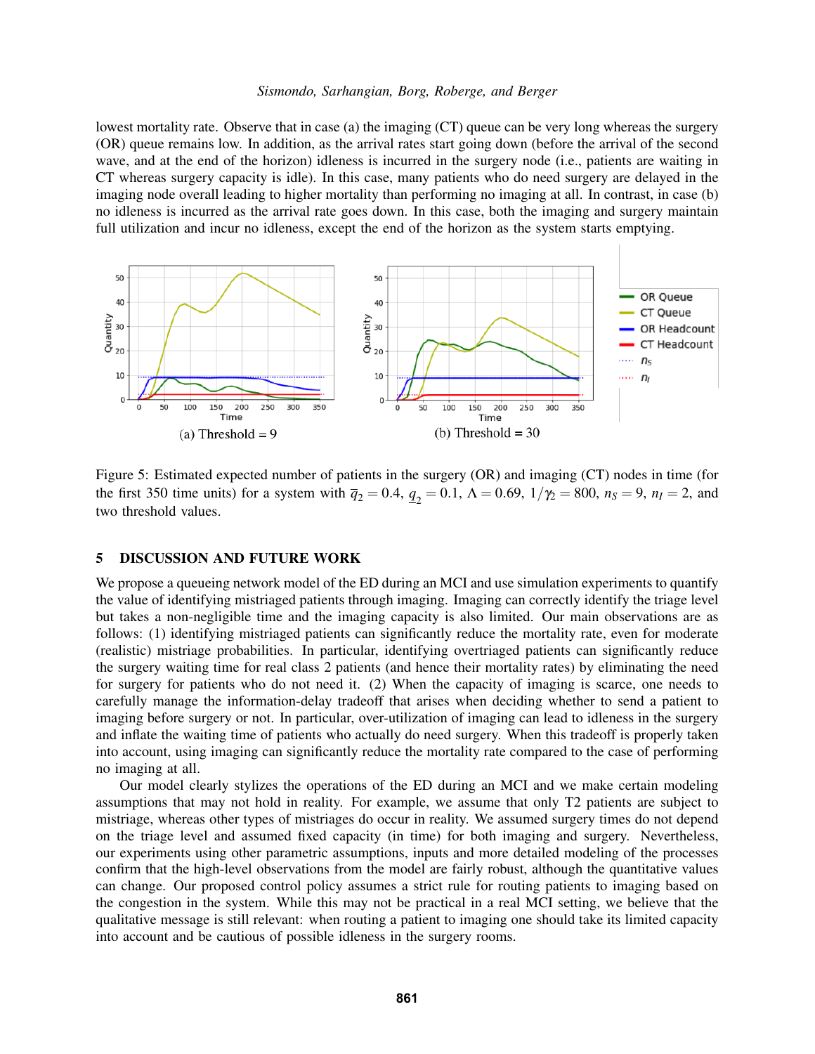lowest mortality rate. Observe that in case (a) the imaging (CT) queue can be very long whereas the surgery (OR) queue remains low. In addition, as the arrival rates start going down (before the arrival of the second wave, and at the end of the horizon) idleness is incurred in the surgery node (i.e., patients are waiting in CT whereas surgery capacity is idle). In this case, many patients who do need surgery are delayed in the imaging node overall leading to higher mortality than performing no imaging at all. In contrast, in case (b) no idleness is incurred as the arrival rate goes down. In this case, both the imaging and surgery maintain full utilization and incur no idleness, except the end of the horizon as the system starts emptying.

(a) Threshold = 9

(b) Threshold = 30

Figure 5: Estimated expected number of patients in the surgery (OR) and imaging (CT) nodes in time (for the first 350 time units) for a system with $\overline{q}_2 = 0.4$, $\underline{q}_2 = 0.1$, $\Lambda = 0.69$, $1/\gamma_2 = 800$, $n_S = 9$, $n_I = 2$, and two threshold values.

## 5 DISCUSSION AND FUTURE WORK

We propose a queueing network model of the ED during an MCI and use simulation experiments to quantify the value of identifying mistriaged patients through imaging. Imaging can correctly identify the triage level but takes a non-negligible time and the imaging capacity is also limited. Our main observations are as follows: (1) identifying mistriaged patients can significantly reduce the mortality rate, even for moderate (realistic) mistriage probabilities. In particular, identifying overtriaged patients can significantly reduce the surgery waiting time for real class 2 patients (and hence their mortality rates) by eliminating the need for surgery for patients who do not need it. (2) When the capacity of imaging is scarce, one needs to carefully manage the information-delay tradeoff that arises when deciding whether to send a patient to imaging before surgery or not. In particular, over-utilization of imaging can lead to idleness in the surgery and inflate the waiting time of patients who actually do need surgery. When this tradeoff is properly taken into account, using imaging can significantly reduce the mortality rate compared to the case of performing no imaging at all.

Our model clearly stylizes the operations of the ED during an MCI and we make certain modeling assumptions that may not hold in reality. For example, we assume that only T2 patients are subject to mistriage, whereas other types of mistriages do occur in reality. We assumed surgery times do not depend on the triage level and assumed fixed capacity (in time) for both imaging and surgery. Nevertheless, our experiments using other parametric assumptions, inputs and more detailed modeling of the processes confirm that the high-level observations from the model are fairly robust, although the quantitative values can change. Our proposed control policy assumes a strict rule for routing patients to imaging based on the congestion in the system. While this may not be practical in a real MCI setting, we believe that the qualitative message is still relevant: when routing a patient to imaging one should take its limited capacity into account and be cautious of possible idleness in the surgery rooms.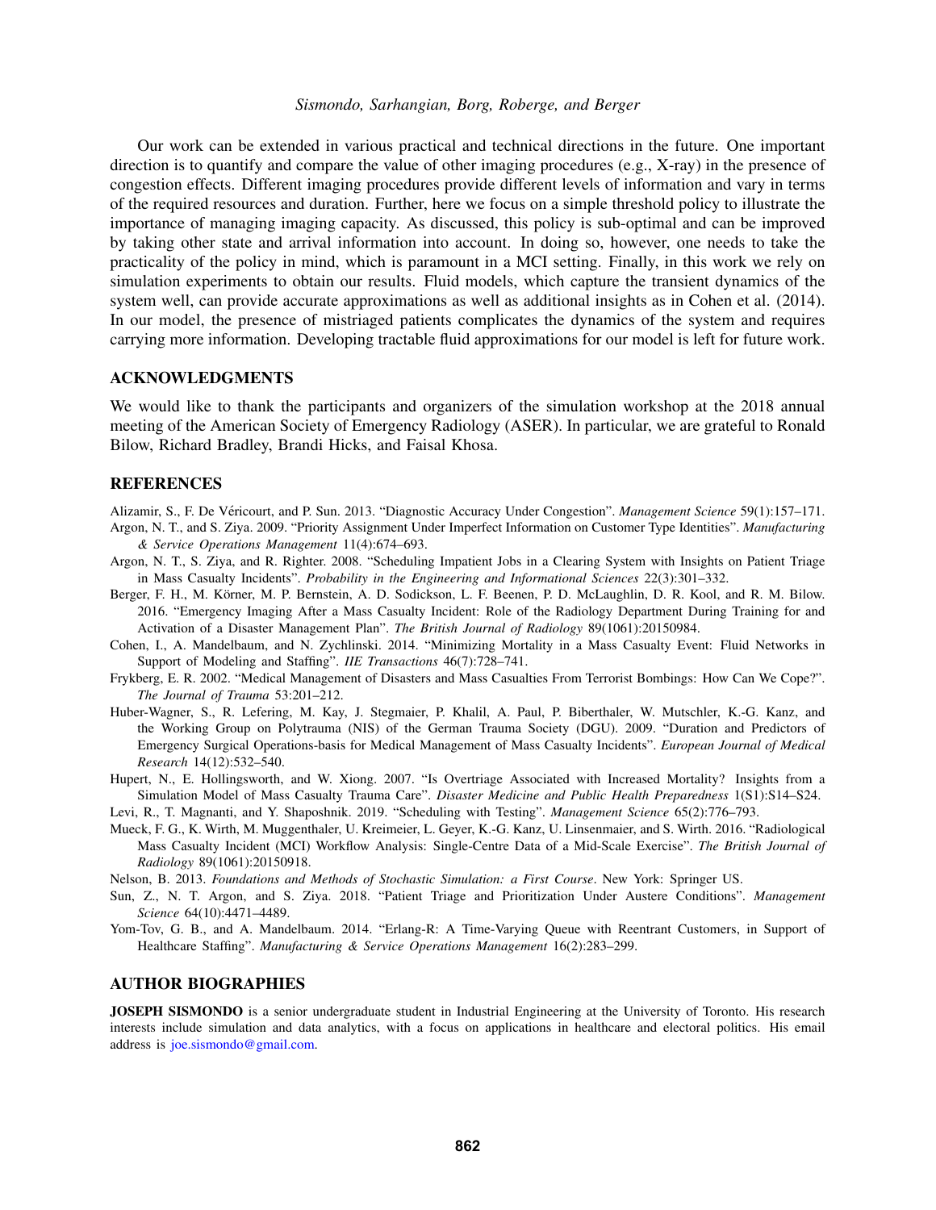Our work can be extended in various practical and technical directions in the future. One important direction is to quantify and compare the value of other imaging procedures (e.g., X-ray) in the presence of congestion effects. Different imaging procedures provide different levels of information and vary in terms of the required resources and duration. Further, here we focus on a simple threshold policy to illustrate the importance of managing imaging capacity. As discussed, this policy is sub-optimal and can be improved by taking other state and arrival information into account. In doing so, however, one needs to take the practicality of the policy in mind, which is paramount in a MCI setting. Finally, in this work we rely on simulation experiments to obtain our results. Fluid models, which capture the transient dynamics of the system well, can provide accurate approximations as well as additional insights as in Cohen et al. (2014). In our model, the presence of mistriaged patients complicates the dynamics of the system and requires carrying more information. Developing tractable fluid approximations for our model is left for future work.

## ACKNOWLEDGMENTS

We would like to thank the participants and organizers of the simulation workshop at the 2018 annual meeting of the American Society of Emergency Radiology (ASER). In particular, we are grateful to Ronald Bilow, Richard Bradley, Brandi Hicks, and Faisal Khosa.

## REFERENCES

Alizamir, S., F. De Véricourt, and P. Sun. 2013. "Diagnostic Accuracy Under Congestion". *Management Science* 59(1):157–171.

Argon, N. T., and S. Ziya. 2009. "Priority Assignment Under Imperfect Information on Customer Type Identities". *Manufacturing & Service Operations Management* 11(4):674–693.

Argon, N. T., S. Ziya, and R. Righter. 2008. "Scheduling Impatient Jobs in a Clearing System with Insights on Patient Triage in Mass Casualty Incidents". *Probability in the Engineering and Informational Sciences* 22(3):301–332.

Berger, F. H., M. Körner, M. P. Bernstein, A. D. Sodickson, L. F. Beenen, P. D. McLaughlin, D. R. Kool, and R. M. Bilow. 2016. "Emergency Imaging After a Mass Casualty Incident: Role of the Radiology Department During Training for and Activation of a Disaster Management Plan". *The British Journal of Radiology* 89(1061):20150984.

Cohen, I., A. Mandelbaum, and N. Zychlinski. 2014. "Minimizing Mortality in a Mass Casualty Event: Fluid Networks in Support of Modeling and Staffing". *IIE Transactions* 46(7):728–741.

Frykberg, E. R. 2002. "Medical Management of Disasters and Mass Casualties From Terrorist Bombings: How Can We Cope?". *The Journal of Trauma* 53:201–212.

Huber-Wagner, S., R. Lefering, M. Kay, J. Stegmaier, P. Khalil, A. Paul, P. Biberthaler, W. Mutschler, K.-G. Kanz, and the Working Group on Polytrauma (NIS) of the German Trauma Society (DGU). 2009. "Duration and Predictors of Emergency Surgical Operations-basis for Medical Management of Mass Casualty Incidents". *European Journal of Medical Research* 14(12):532–540.

Hupert, N., E. Hollingsworth, and W. Xiong. 2007. "Is Overtriage Associated with Increased Mortality? Insights from a Simulation Model of Mass Casualty Trauma Care". *Disaster Medicine and Public Health Preparedness* 1(S1):S14–S24.

Levi, R., T. Magnanti, and Y. Shaposhnik. 2019. "Scheduling with Testing". *Management Science* 65(2):776–793.

Mueck, F. G., K. Wirth, M. Muggenthaler, U. Kreimeier, L. Geyer, K.-G. Kanz, U. Linsenmaier, and S. Wirth. 2016. "Radiological Mass Casualty Incident (MCI) Workflow Analysis: Single-Centre Data of a Mid-Scale Exercise". *The British Journal of Radiology* 89(1061):20150918.

Nelson, B. 2013. *Foundations and Methods of Stochastic Simulation: a First Course*. New York: Springer US.

Sun, Z., N. T. Argon, and S. Ziya. 2018. "Patient Triage and Prioritization Under Austere Conditions". *Management Science* 64(10):4471–4489.

Yom-Tov, G. B., and A. Mandelbaum. 2014. "Erlang-R: A Time-Varying Queue with Reentrant Customers, in Support of Healthcare Staffing". *Manufacturing & Service Operations Management* 16(2):283–299.

## AUTHOR BIOGRAPHIES

**JOSEPH SISMONDO** is a senior undergraduate student in Industrial Engineering at the University of Toronto. His research interests include simulation and data analytics, with a focus on applications in healthcare and electoral politics. His email address is joe.sismondo@gmail.com.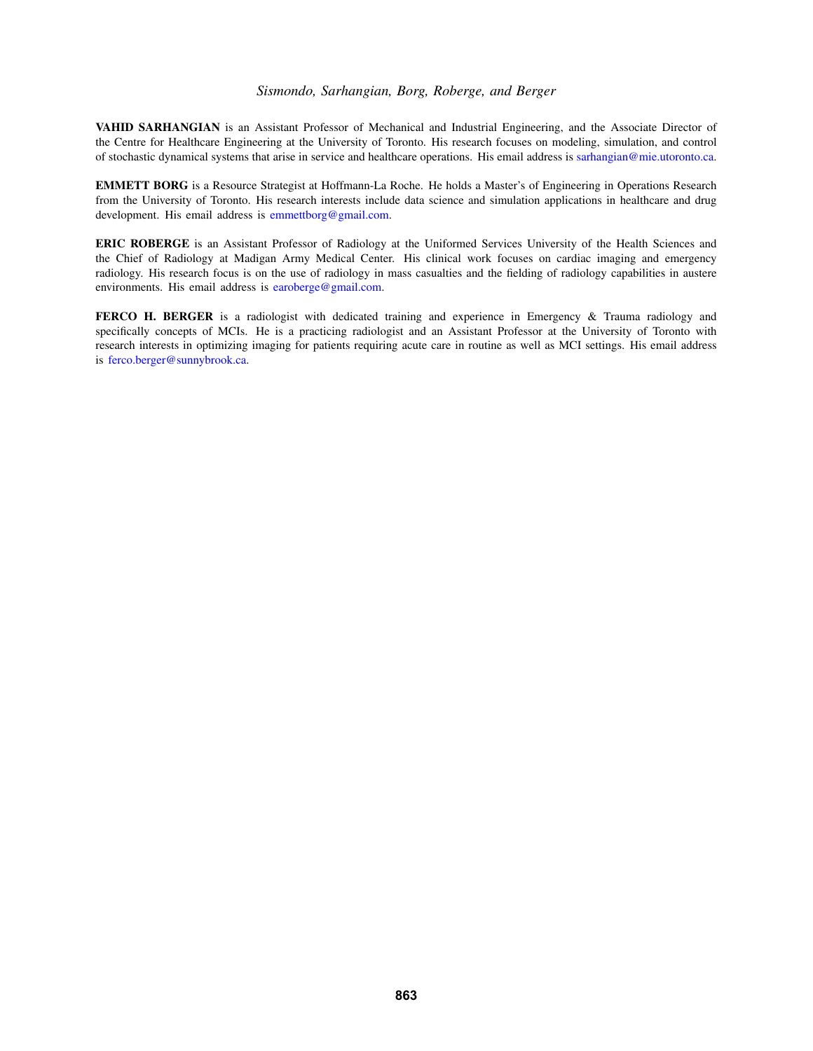**VAHID SARHANGIAN** is an Assistant Professor of Mechanical and Industrial Engineering, and the Associate Director of the Centre for Healthcare Engineering at the University of Toronto. His research focuses on modeling, simulation, and control of stochastic dynamical systems that arise in service and healthcare operations. His email address is sarhangian@mie.utoronto.ca.

**EMMETT BORG** is a Resource Strategist at Hoffmann-La Roche. He holds a Master's of Engineering in Operations Research from the University of Toronto. His research interests include data science and simulation applications in healthcare and drug development. His email address is emmettborg@gmail.com.

**ERIC ROBERGE** is an Assistant Professor of Radiology at the Uniformed Services University of the Health Sciences and the Chief of Radiology at Madigan Army Medical Center. His clinical work focuses on cardiac imaging and emergency radiology. His research focus is on the use of radiology in mass casualties and the fielding of radiology capabilities in austere environments. His email address is earoberge@gmail.com.

**FERCO H. BERGER** is a radiologist with dedicated training and experience in Emergency & Trauma radiology and specifically concepts of MCIs. He is a practicing radiologist and an Assistant Professor at the University of Toronto with research interests in optimizing imaging for patients requiring acute care in routine as well as MCI settings. His email address is ferco.berger@sunnybrook.ca.